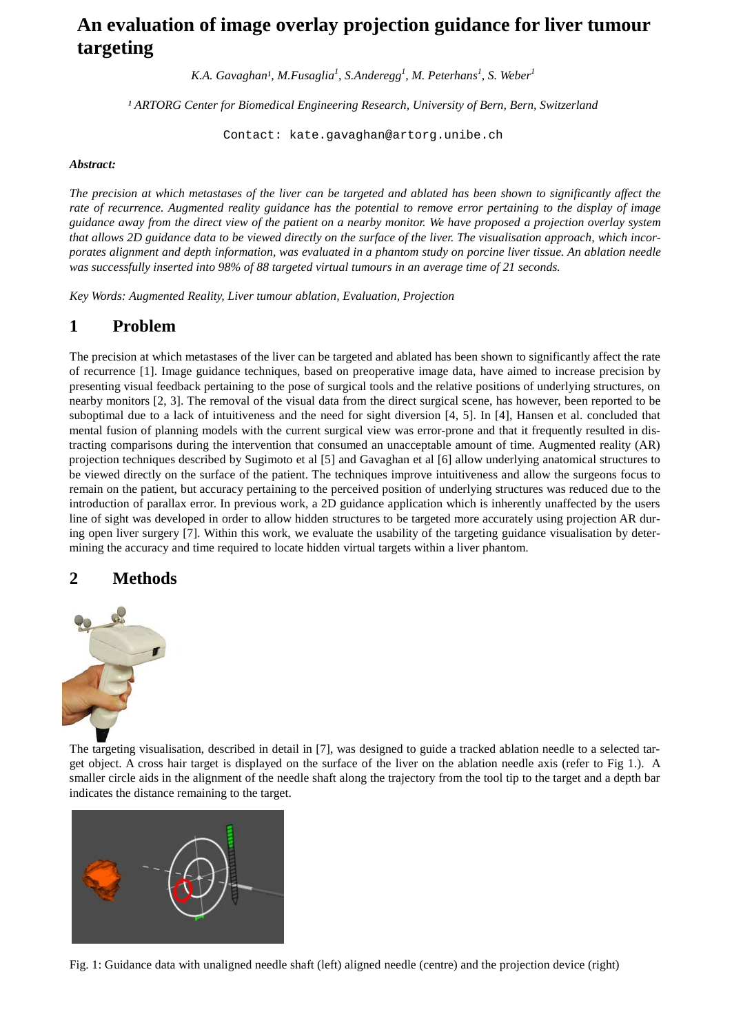# An evaluation of image overlay projection guidance for liver tumour targeting

*K.A. Gavaghan[1], M.Fusaglia[1], S.Anderegg[1], M. Peterhans[1], S. Weber[1]*

*[1] ARTORG Center for Biomedical Engineering Research, University of Bern, Bern, Switzerland*

Contact: kate.gavaghan@artorg.unibe.ch

***Abstract:***

*The precision at which metastases of the liver can be targeted and ablated has been shown to significantly affect the rate of recurrence. Augmented reality guidance has the potential to remove error pertaining to the display of image guidance away from the direct view of the patient on a nearby monitor. We have proposed a projection overlay system that allows 2D guidance data to be viewed directly on the surface of the liver. The visualisation approach, which incorporates alignment and depth information, was evaluated in a phantom study on porcine liver tissue. An ablation needle was successfully inserted into 98% of 88 targeted virtual tumours in an average time of 21 seconds.*

*Key Words: Augmented Reality, Liver tumour ablation, Evaluation, Projection*

## 1 Problem

The precision at which metastases of the liver can be targeted and ablated has been shown to significantly affect the rate of recurrence [1]. Image guidance techniques, based on preoperative image data, have aimed to increase precision by presenting visual feedback pertaining to the pose of surgical tools and the relative positions of underlying structures, on nearby monitors [2, 3]. The removal of the visual data from the direct surgical scene, has however, been reported to be suboptimal due to a lack of intuitiveness and the need for sight diversion [4, 5]. In [4], Hansen et al. concluded that mental fusion of planning models with the current surgical view was error-prone and that it frequently resulted in distracting comparisons during the intervention that consumed an unacceptable amount of time. Augmented reality (AR) projection techniques described by Sugimoto et al [5] and Gavaghan et al [6] allow underlying anatomical structures to be viewed directly on the surface of the patient. The techniques improve intuitiveness and allow the surgeons focus to remain on the patient, but accuracy pertaining to the perceived position of underlying structures was reduced due to the introduction of parallax error. In previous work, a 2D guidance application which is inherently unaffected by the users line of sight was developed in order to allow hidden structures to be targeted more accurately using projection AR during open liver surgery [7]. Within this work, we evaluate the usability of the targeting guidance visualisation by determining the accuracy and time required to locate hidden virtual targets within a liver phantom.

## 2 Methods

The targeting visualisation, described in detail in [7], was designed to guide a tracked ablation needle to a selected target object. A cross hair target is displayed on the surface of the liver on the ablation needle axis (refer to Fig 1.). A smaller circle aids in the alignment of the needle shaft along the trajectory from the tool tip to the target and a depth bar indicates the distance remaining to the target.

Fig. 1: Guidance data with unaligned needle shaft (left) aligned needle (centre) and the projection device (right)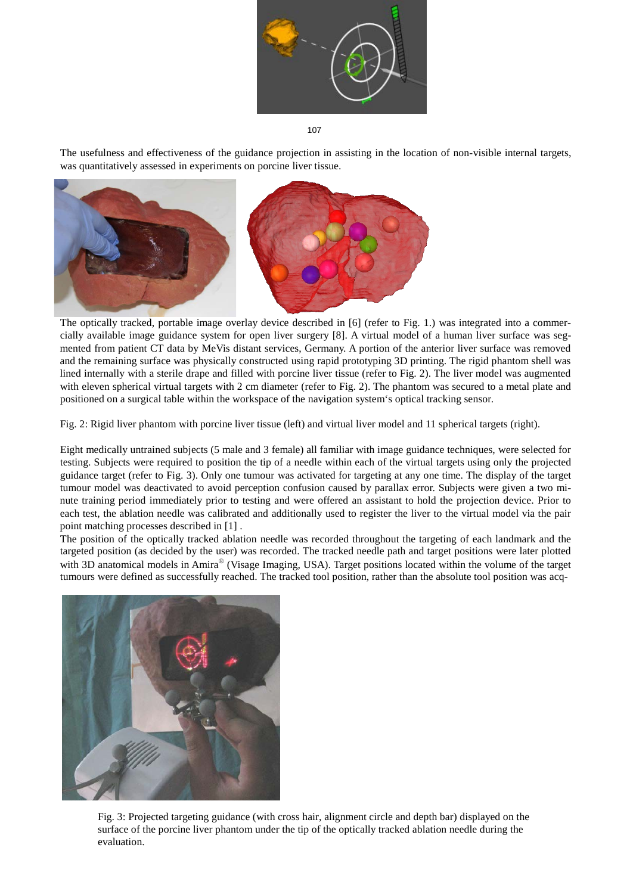The usefulness and effectiveness of the guidance projection in assisting in the location of non-visible internal targets, was quantitatively assessed in experiments on porcine liver tissue.

The optically tracked, portable image overlay device described in [6] (refer to Fig. 1.) was integrated into a commercially available image guidance system for open liver surgery [8]. A virtual model of a human liver surface was segmented from patient CT data by MeVis distant services, Germany. A portion of the anterior liver surface was removed and the remaining surface was physically constructed using rapid prototyping 3D printing. The rigid phantom shell was lined internally with a sterile drape and filled with porcine liver tissue (refer to Fig. 2). The liver model was augmented with eleven spherical virtual targets with 2 cm diameter (refer to Fig. 2). The phantom was secured to a metal plate and positioned on a surgical table within the workspace of the navigation system's optical tracking sensor.

Fig. 2: Rigid liver phantom with porcine liver tissue (left) and virtual liver model and 11 spherical targets (right).

Eight medically untrained subjects (5 male and 3 female) all familiar with image guidance techniques, were selected for testing. Subjects were required to position the tip of a needle within each of the virtual targets using only the projected guidance target (refer to Fig. 3). Only one tumour was activated for targeting at any one time. The display of the target tumour model was deactivated to avoid perception confusion caused by parallax error. Subjects were given a two minute training period immediately prior to testing and were offered an assistant to hold the projection device. Prior to each test, the ablation needle was calibrated and additionally used to register the liver to the virtual model via the pair point matching processes described in [1] .

The position of the optically tracked ablation needle was recorded throughout the targeting of each landmark and the targeted position (as decided by the user) was recorded. The tracked needle path and target positions were later plotted with 3D anatomical models in Amira® (Visage Imaging, USA). Target positions located within the volume of the target tumours were defined as successfully reached. The tracked tool position, rather than the absolute tool position was acq-

Fig. 3: Projected targeting guidance (with cross hair, alignment circle and depth bar) displayed on the surface of the porcine liver phantom under the tip of the optically tracked ablation needle during the evaluation.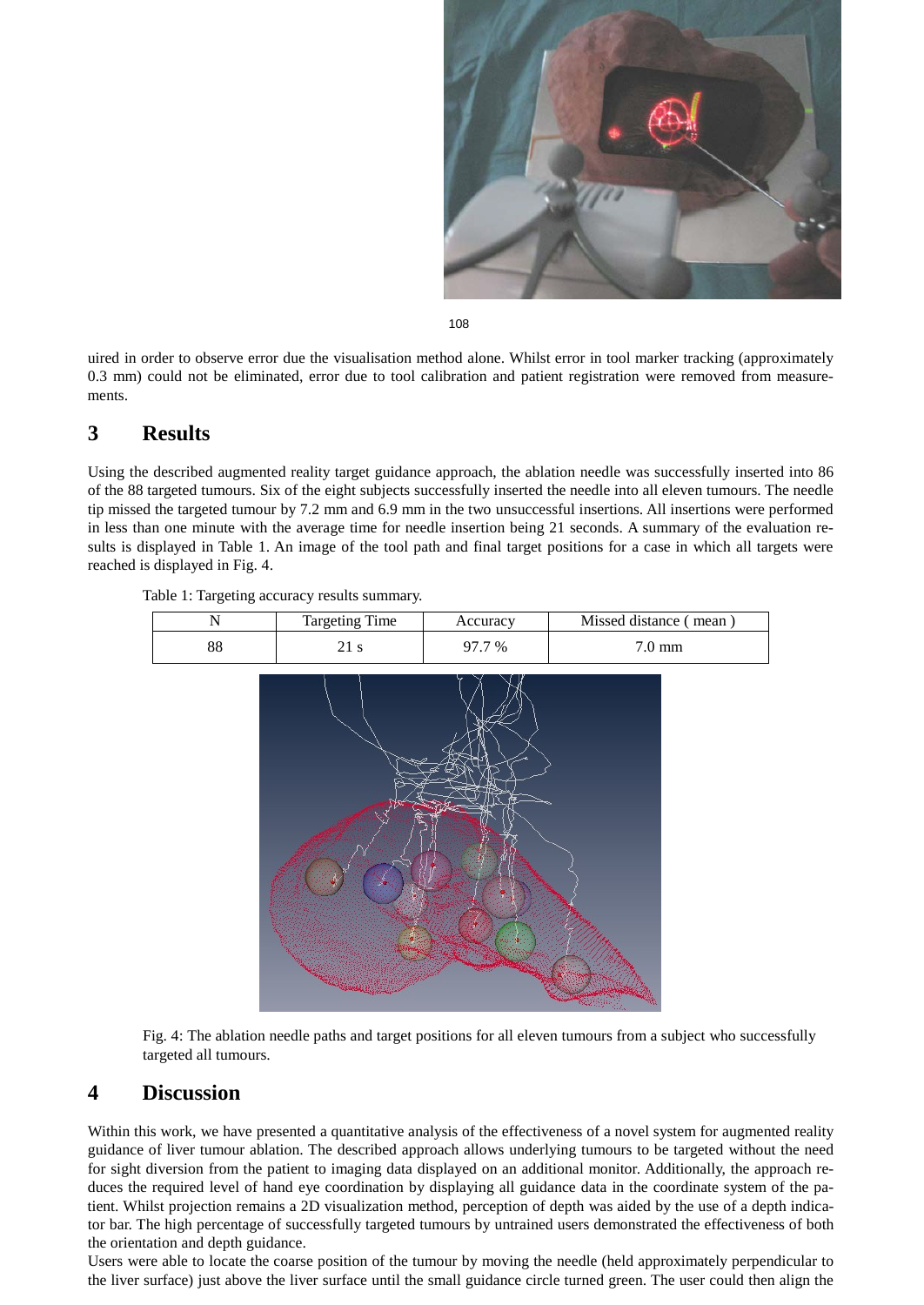uired in order to observe error due the visualisation method alone. Whilst error in tool marker tracking (approximately 0.3 mm) could not be eliminated, error due to tool calibration and patient registration were removed from measurements.

# 3 Results

Using the described augmented reality target guidance approach, the ablation needle was successfully inserted into 86 of the 88 targeted tumours. Six of the eight subjects successfully inserted the needle into all eleven tumours. The needle tip missed the targeted tumour by 7.2 mm and 6.9 mm in the two unsuccessful insertions. All insertions were performed in less than one minute with the average time for needle insertion being 21 seconds. A summary of the evaluation results is displayed in Table 1. An image of the tool path and final target positions for a case in which all targets were reached is displayed in Fig. 4.

Table 1: Targeting accuracy results summary.

| N | Targeting Time | Accuracy | Missed distance ( mean ) |
|---|---|---|---|
| 88 | 21 s | 97.7 % | 7.0 mm |

Fig. 4: The ablation needle paths and target positions for all eleven tumours from a subject who successfully targeted all tumours.

# 4 Discussion

Within this work, we have presented a quantitative analysis of the effectiveness of a novel system for augmented reality guidance of liver tumour ablation. The described approach allows underlying tumours to be targeted without the need for sight diversion from the patient to imaging data displayed on an additional monitor. Additionally, the approach reduces the required level of hand eye coordination by displaying all guidance data in the coordinate system of the patient. Whilst projection remains a 2D visualization method, perception of depth was aided by the use of a depth indicator bar. The high percentage of successfully targeted tumours by untrained users demonstrated the effectiveness of both the orientation and depth guidance.

Users were able to locate the coarse position of the tumour by moving the needle (held approximately perpendicular to the liver surface) just above the liver surface until the small guidance circle turned green. The user could then align the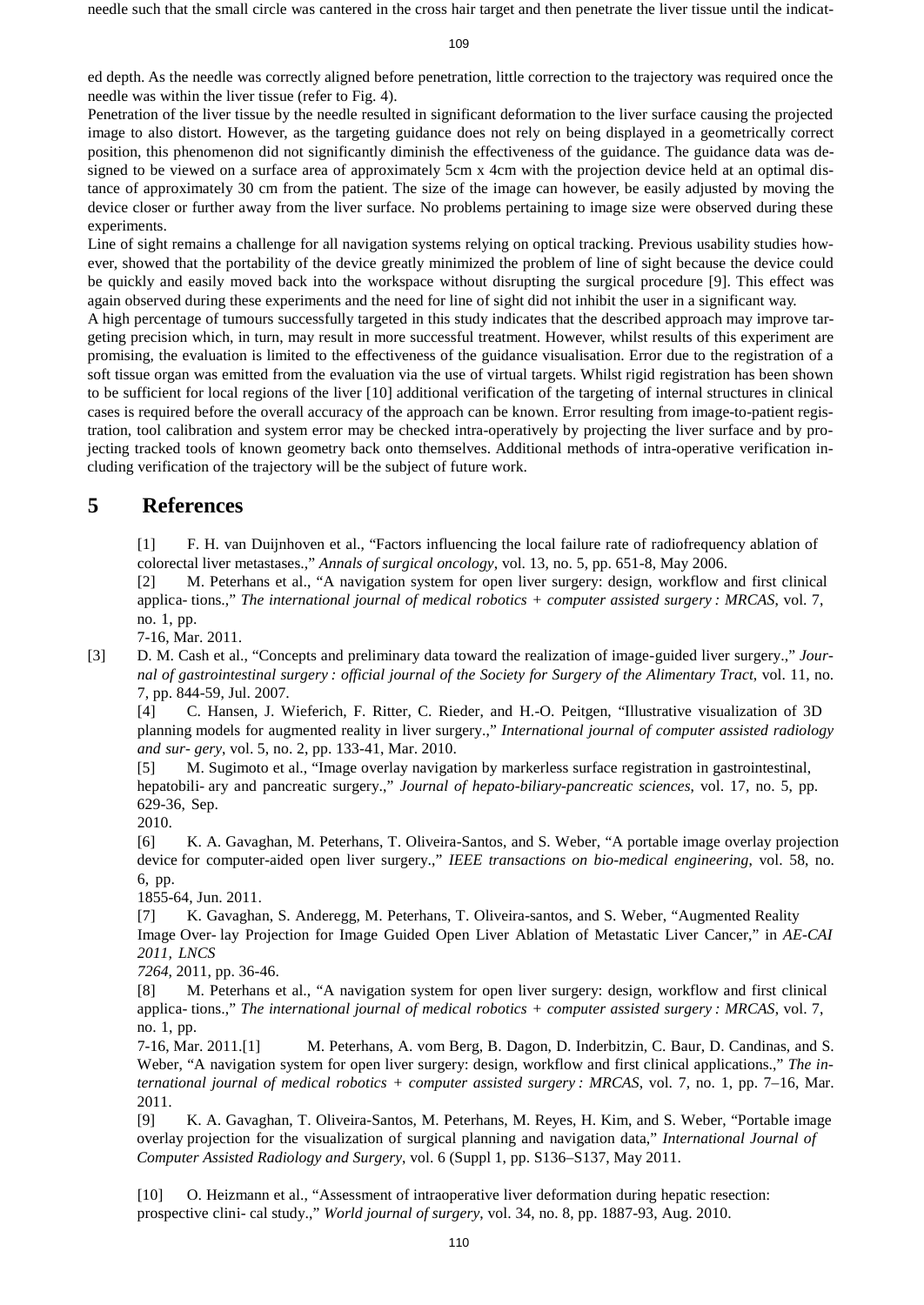needle such that the small circle was cantered in the cross hair target and then penetrate the liver tissue until the indicated depth. As the needle was correctly aligned before penetration, little correction to the trajectory was required once the needle was within the liver tissue (refer to Fig. 4).

Penetration of the liver tissue by the needle resulted in significant deformation to the liver surface causing the projected image to also distort. However, as the targeting guidance does not rely on being displayed in a geometrically correct position, this phenomenon did not significantly diminish the effectiveness of the guidance. The guidance data was designed to be viewed on a surface area of approximately 5cm x 4cm with the projection device held at an optimal distance of approximately 30 cm from the patient. The size of the image can however, be easily adjusted by moving the device closer or further away from the liver surface. No problems pertaining to image size were observed during these experiments.

Line of sight remains a challenge for all navigation systems relying on optical tracking. Previous usability studies however, showed that the portability of the device greatly minimized the problem of line of sight because the device could be quickly and easily moved back into the workspace without disrupting the surgical procedure [9]. This effect was again observed during these experiments and the need for line of sight did not inhibit the user in a significant way.

A high percentage of tumours successfully targeted in this study indicates that the described approach may improve targeting precision which, in turn, may result in more successful treatment. However, whilst results of this experiment are promising, the evaluation is limited to the effectiveness of the guidance visualisation. Error due to the registration of a soft tissue organ was emitted from the evaluation via the use of virtual targets. Whilst rigid registration has been shown to be sufficient for local regions of the liver [10] additional verification of the targeting of internal structures in clinical cases is required before the overall accuracy of the approach can be known. Error resulting from image-to-patient registration, tool calibration and system error may be checked intra-operatively by projecting the liver surface and by projecting tracked tools of known geometry back onto themselves. Additional methods of intra-operative verification including verification of the trajectory will be the subject of future work.

# 5 References

[1] F. H. van Duijnhoven et al., "Factors influencing the local failure rate of radiofrequency ablation of colorectal liver metastases.," *Annals of surgical oncology*, vol. 13, no. 5, pp. 651-8, May 2006.

[2] M. Peterhans et al., "A navigation system for open liver surgery: design, workflow and first clinical applica- tions.," *The international journal of medical robotics + computer assisted surgery : MRCAS*, vol. 7, no. 1, pp. 7-16, Mar. 2011.

[3] D. M. Cash et al., "Concepts and preliminary data toward the realization of image-guided liver surgery.," *Journal of gastrointestinal surgery : official journal of the Society for Surgery of the Alimentary Tract*, vol. 11, no. 7, pp. 844-59, Jul. 2007.

[4] C. Hansen, J. Wieferich, F. Ritter, C. Rieder, and H.-O. Peitgen, "Illustrative visualization of 3D planning models for augmented reality in liver surgery.," *International journal of computer assisted radiology and sur- gery*, vol. 5, no. 2, pp. 133-41, Mar. 2010.

[5] M. Sugimoto et al., "Image overlay navigation by markerless surface registration in gastrointestinal, hepatobili- ary and pancreatic surgery.," *Journal of hepato-biliary-pancreatic sciences*, vol. 17, no. 5, pp. 629-36, Sep. 2010.

[6] K. A. Gavaghan, M. Peterhans, T. Oliveira-Santos, and S. Weber, "A portable image overlay projection device for computer-aided open liver surgery.," *IEEE transactions on bio-medical engineering*, vol. 58, no. 6, pp. 1855-64, Jun. 2011.

[7] K. Gavaghan, S. Anderegg, M. Peterhans, T. Oliveira-santos, and S. Weber, "Augmented Reality Image Over- lay Projection for Image Guided Open Liver Ablation of Metastatic Liver Cancer," in *AE-CAI 2011, LNCS 7264*, 2011, pp. 36-46.

[8] M. Peterhans et al., "A navigation system for open liver surgery: design, workflow and first clinical applica- tions.," *The international journal of medical robotics + computer assisted surgery : MRCAS*, vol. 7, no. 1, pp. 7-16, Mar. 2011.[1] M. Peterhans, A. vom Berg, B. Dagon, D. Inderbitzin, C. Baur, D. Candinas, and S. Weber, "A navigation system for open liver surgery: design, workflow and first clinical applications.," *The international journal of medical robotics + computer assisted surgery : MRCAS*, vol. 7, no. 1, pp. 7–16, Mar. 2011.

[9] K. A. Gavaghan, T. Oliveira-Santos, M. Peterhans, M. Reyes, H. Kim, and S. Weber, "Portable image overlay projection for the visualization of surgical planning and navigation data," *International Journal of Computer Assisted Radiology and Surgery*, vol. 6 (Suppl 1, pp. S136–S137, May 2011.

[10] O. Heizmann et al., "Assessment of intraoperative liver deformation during hepatic resection: prospective clini- cal study.," *World journal of surgery*, vol. 34, no. 8, pp. 1887-93, Aug. 2010.